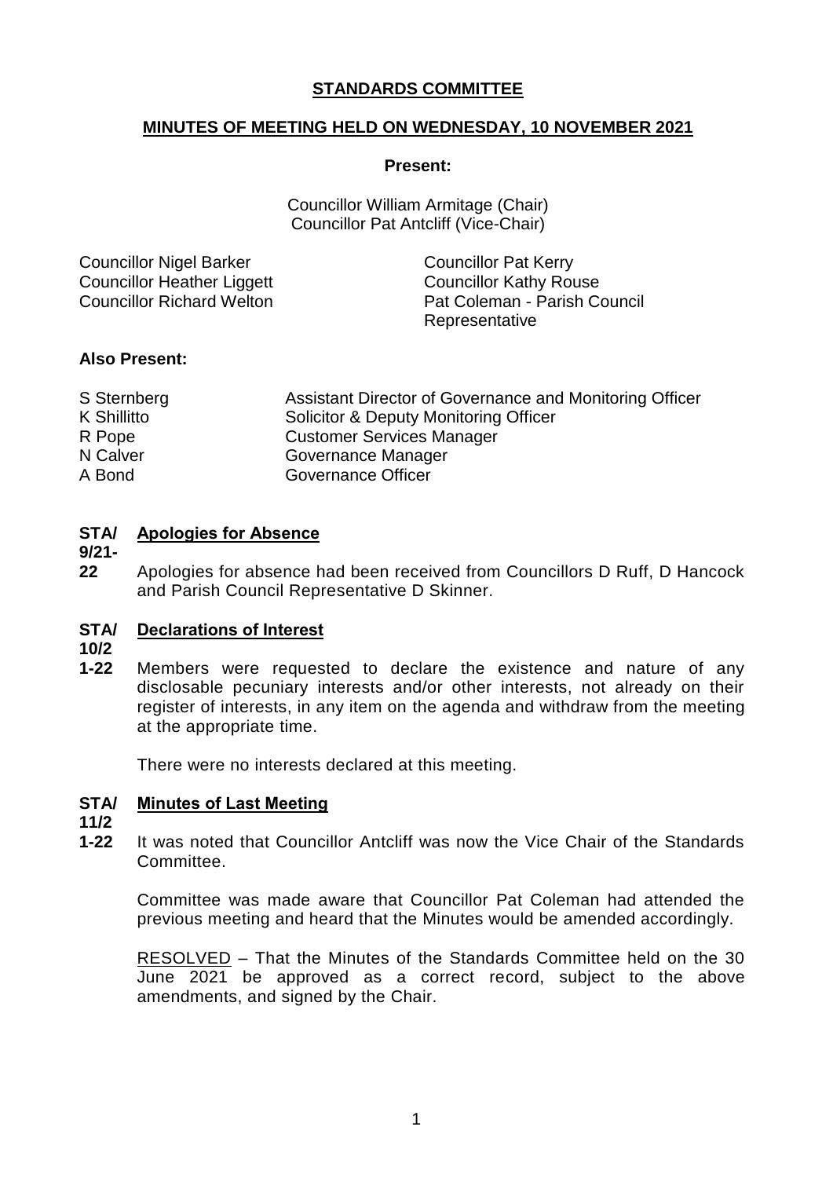# STANDARDS COMMITTEE

## MINUTES OF MEETING HELD ON WEDNESDAY, 10 NOVEMBER 2021

**Present:**

Councillor William Armitage (Chair)
Councillor Pat Antcliff (Vice-Chair)

Councillor Nigel Barker
Councillor Heather Liggett
Councillor Richard Welton
Councillor Pat Kerry
Councillor Kathy Rouse
Pat Coleman - Parish Council Representative

**Also Present:**

| | |
|---|---|
| S Sternberg | Assistant Director of Governance and Monitoring Officer |
| K Shillitto | Solicitor & Deputy Monitoring Officer |
| R Pope | Customer Services Manager |
| N Calver | Governance Manager |
| A Bond | Governance Officer |

### STA/9/21-22 Apologies for Absence

Apologies for absence had been received from Councillors D Ruff, D Hancock and Parish Council Representative D Skinner.

### STA/10/21-22 Declarations of Interest

Members were requested to declare the existence and nature of any disclosable pecuniary interests and/or other interests, not already on their register of interests, in any item on the agenda and withdraw from the meeting at the appropriate time.

There were no interests declared at this meeting.

### STA/11/21-22 Minutes of Last Meeting

It was noted that Councillor Antcliff was now the Vice Chair of the Standards Committee.

Committee was made aware that Councillor Pat Coleman had attended the previous meeting and heard that the Minutes would be amended accordingly.

RESOLVED – That the Minutes of the Standards Committee held on the 30 June 2021 be approved as a correct record, subject to the above amendments, and signed by the Chair.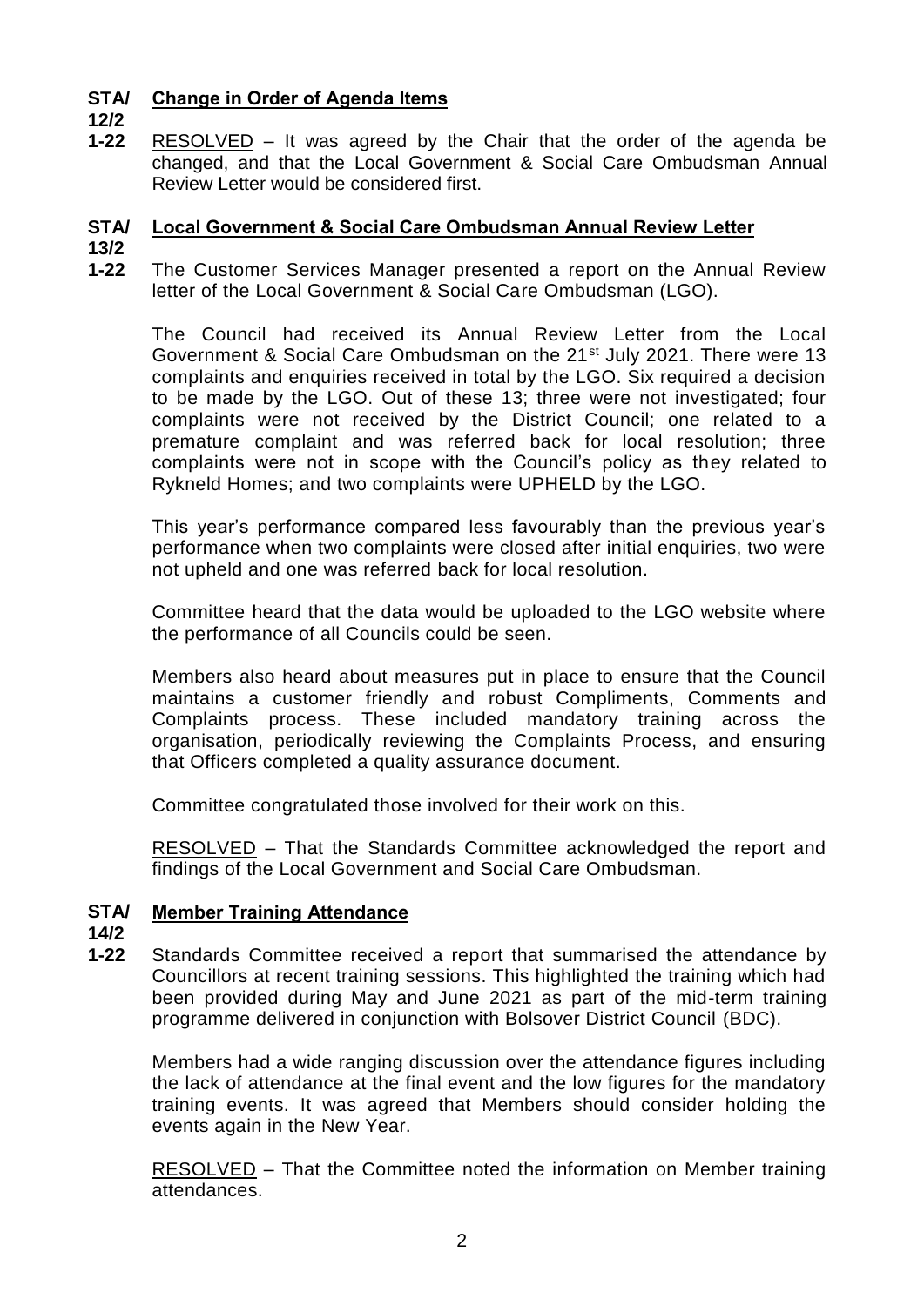**STA/12/21-22** **Change in Order of Agenda Items**

RESOLVED – It was agreed by the Chair that the order of the agenda be changed, and that the Local Government & Social Care Ombudsman Annual Review Letter would be considered first.

**STA/13/21-22** **Local Government & Social Care Ombudsman Annual Review Letter**

The Customer Services Manager presented a report on the Annual Review letter of the Local Government & Social Care Ombudsman (LGO).

The Council had received its Annual Review Letter from the Local Government & Social Care Ombudsman on the 21st July 2021. There were 13 complaints and enquiries received in total by the LGO. Six required a decision to be made by the LGO. Out of these 13; three were not investigated; four complaints were not received by the District Council; one related to a premature complaint and was referred back for local resolution; three complaints were not in scope with the Council's policy as they related to Rykneld Homes; and two complaints were UPHELD by the LGO.

This year's performance compared less favourably than the previous year's performance when two complaints were closed after initial enquiries, two were not upheld and one was referred back for local resolution.

Committee heard that the data would be uploaded to the LGO website where the performance of all Councils could be seen.

Members also heard about measures put in place to ensure that the Council maintains a customer friendly and robust Compliments, Comments and Complaints process. These included mandatory training across the organisation, periodically reviewing the Complaints Process, and ensuring that Officers completed a quality assurance document.

Committee congratulated those involved for their work on this.

RESOLVED – That the Standards Committee acknowledged the report and findings of the Local Government and Social Care Ombudsman.

**STA/14/21-22** **Member Training Attendance**

Standards Committee received a report that summarised the attendance by Councillors at recent training sessions. This highlighted the training which had been provided during May and June 2021 as part of the mid-term training programme delivered in conjunction with Bolsover District Council (BDC).

Members had a wide ranging discussion over the attendance figures including the lack of attendance at the final event and the low figures for the mandatory training events. It was agreed that Members should consider holding the events again in the New Year.

RESOLVED – That the Committee noted the information on Member training attendances.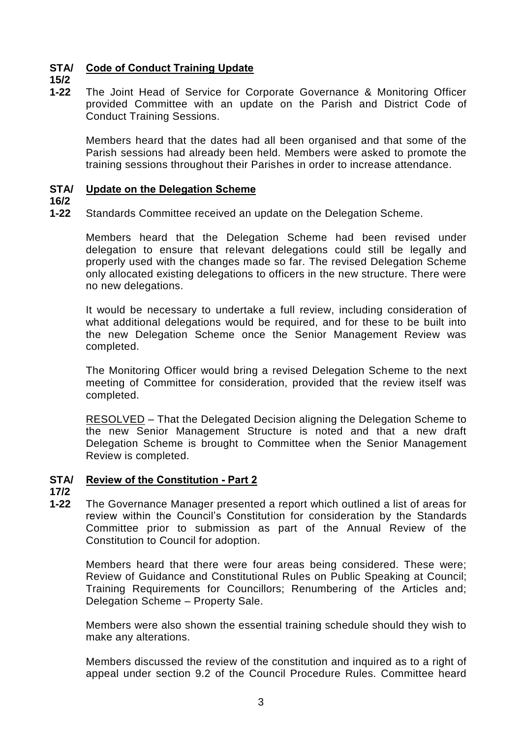**STA/15/21-22** **Code of Conduct Training Update**

The Joint Head of Service for Corporate Governance & Monitoring Officer provided Committee with an update on the Parish and District Code of Conduct Training Sessions.

Members heard that the dates had all been organised and that some of the Parish sessions had already been held. Members were asked to promote the training sessions throughout their Parishes in order to increase attendance.

**STA/16/21-22** **Update on the Delegation Scheme**

Standards Committee received an update on the Delegation Scheme.

Members heard that the Delegation Scheme had been revised under delegation to ensure that relevant delegations could still be legally and properly used with the changes made so far. The revised Delegation Scheme only allocated existing delegations to officers in the new structure. There were no new delegations.

It would be necessary to undertake a full review, including consideration of what additional delegations would be required, and for these to be built into the new Delegation Scheme once the Senior Management Review was completed.

The Monitoring Officer would bring a revised Delegation Scheme to the next meeting of Committee for consideration, provided that the review itself was completed.

RESOLVED – That the Delegated Decision aligning the Delegation Scheme to the new Senior Management Structure is noted and that a new draft Delegation Scheme is brought to Committee when the Senior Management Review is completed.

**STA/17/21-22** **Review of the Constitution - Part 2**

The Governance Manager presented a report which outlined a list of areas for review within the Council's Constitution for consideration by the Standards Committee prior to submission as part of the Annual Review of the Constitution to Council for adoption.

Members heard that there were four areas being considered. These were; Review of Guidance and Constitutional Rules on Public Speaking at Council; Training Requirements for Councillors; Renumbering of the Articles and; Delegation Scheme – Property Sale.

Members were also shown the essential training schedule should they wish to make any alterations.

Members discussed the review of the constitution and inquired as to a right of appeal under section 9.2 of the Council Procedure Rules. Committee heard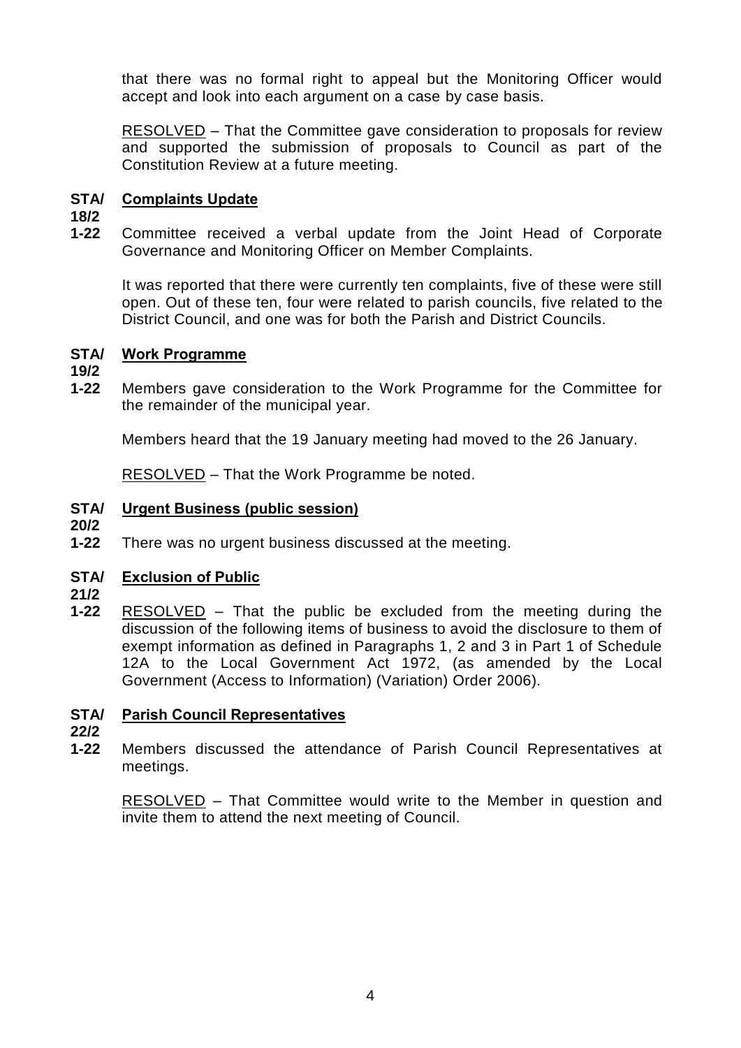that there was no formal right to appeal but the Monitoring Officer would accept and look into each argument on a case by case basis.

RESOLVED – That the Committee gave consideration to proposals for review and supported the submission of proposals to Council as part of the Constitution Review at a future meeting.

**STA/18/21-22 Complaints Update**

Committee received a verbal update from the Joint Head of Corporate Governance and Monitoring Officer on Member Complaints.

It was reported that there were currently ten complaints, five of these were still open. Out of these ten, four were related to parish councils, five related to the District Council, and one was for both the Parish and District Councils.

**STA/19/21-22 Work Programme**

Members gave consideration to the Work Programme for the Committee for the remainder of the municipal year.

Members heard that the 19 January meeting had moved to the 26 January.

RESOLVED – That the Work Programme be noted.

**STA/20/21-22 Urgent Business (public session)**

There was no urgent business discussed at the meeting.

**STA/21/21-22 Exclusion of Public**

RESOLVED – That the public be excluded from the meeting during the discussion of the following items of business to avoid the disclosure to them of exempt information as defined in Paragraphs 1, 2 and 3 in Part 1 of Schedule 12A to the Local Government Act 1972, (as amended by the Local Government (Access to Information) (Variation) Order 2006).

**STA/22/21-22 Parish Council Representatives**

Members discussed the attendance of Parish Council Representatives at meetings.

RESOLVED – That Committee would write to the Member in question and invite them to attend the next meeting of Council.